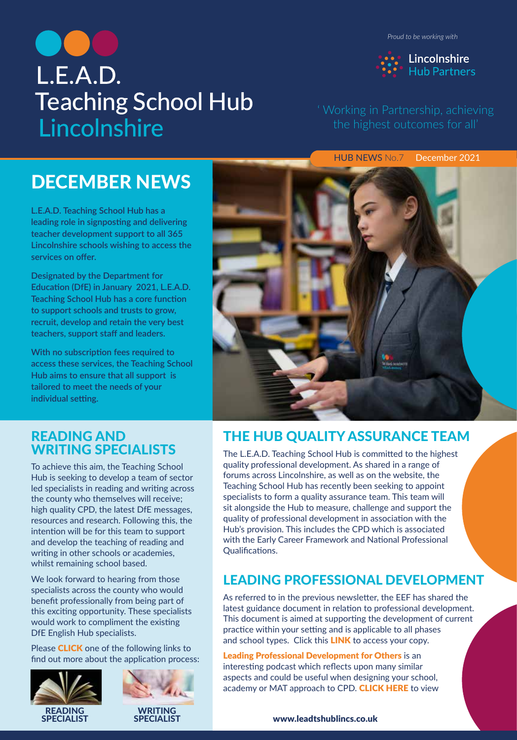# L.E.A.D. Teaching School Hub Lincolnshire

*Proud to be working with*

Lincolnshire Hub Partners

'Working in Partnership, achieving the highest outcomes for all'

HUB NEWS No.7 December 2021

## DECEMBER NEWS

**L.E.A.D. Teaching School Hub has a leading role in signposting and delivering teacher development support to all 365 Lincolnshire schools wishing to access the services on offer.**

**Designated by the Department for Education (DfE) in January 2021, L.E.A.D. Teaching School Hub has a core function to support schools and trusts to grow, recruit, develop and retain the very best teachers, support staff and leaders.**

**With no subscription fees required to access these services, the Teaching School Hub aims to ensure that all support is tailored to meet the needs of your individual setting.**

## READING AND WRITING SPECIALISTS

To achieve this aim, the Teaching School Hub is seeking to develop a team of sector led specialists in reading and writing across the county who themselves will receive; high quality CPD, the latest DfE messages, resources and research. Following this, the intention will be for this team to support and develop the teaching of reading and writing in other schools or academies, whilst remaining school based.

We look forward to hearing from those specialists across the county who would benefit professionally from being part of this exciting opportunity. These specialists would work to compliment the existing DfE English Hub specialists.

Please **CLICK** one of the following links to find out more about the application process:

**READING SPECIALIST**

**WRITING SPECIALIST**

## THE HUB QUALITY ASSURANCE TEAM

The L.E.A.D. Teaching School Hub is committed to the highest quality professional development. As shared in a range of forums across Lincolnshire, as well as on the website, the Teaching School Hub has recently been seeking to appoint specialists to form a quality assurance team. This team will sit alongside the Hub to measure, challenge and support the quality of professional development in association with the Hub's provision. This includes the CPD which is associated with the Early Career Framework and National Professional Qualifications.

## LEADING PROFESSIONAL DEVELOPMENT

As referred to in the previous newsletter, the EEF has shared the latest guidance document in relation to professional development. This document is aimed at supporting the development of current practice within your setting and is applicable to all phases and school types. Click this **LINK** to access your copy.

**Leading Professional Development for Others** is an interesting podcast which reflects upon many similar aspects and could be useful when designing your school, academy or MAT approach to CPD. **CLICK HERE** to view

**www.leadtshublincs.co.uk**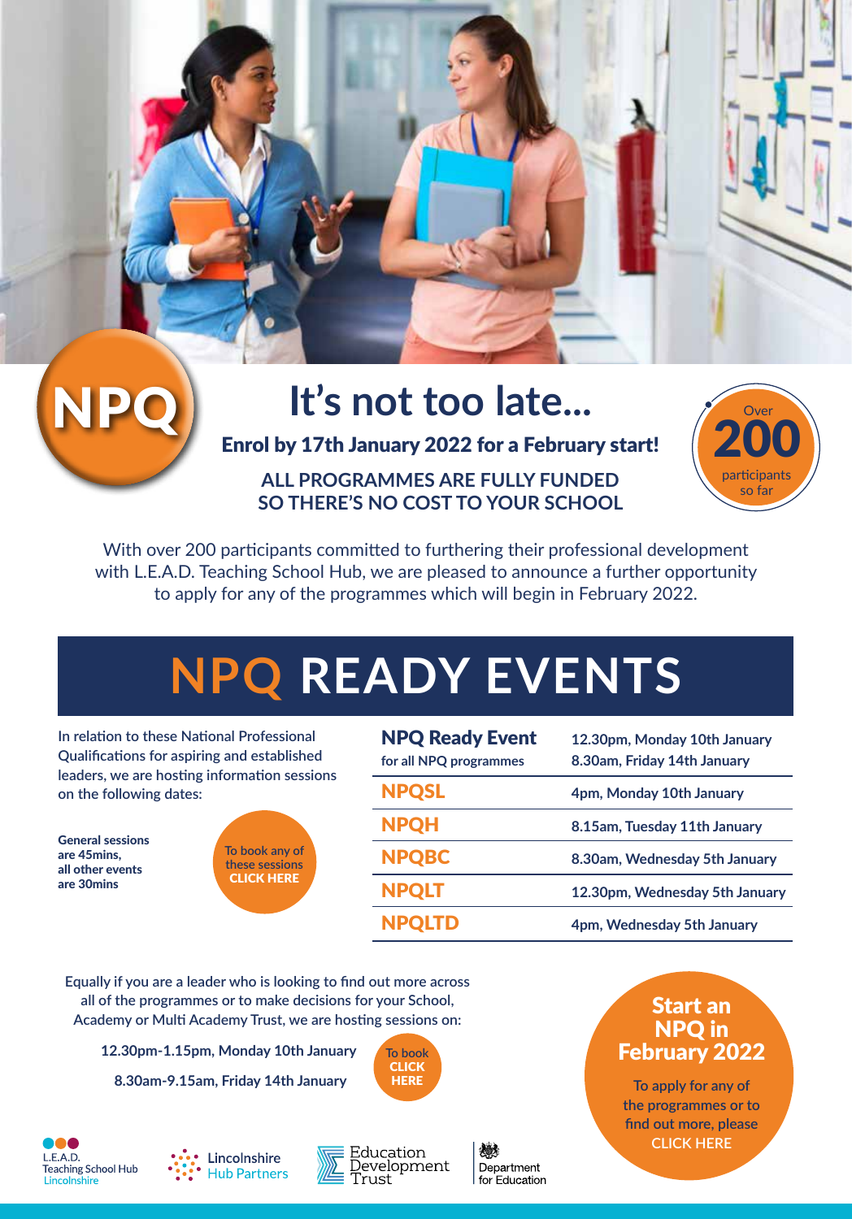NPQ

# It's not too late...

**Enrol by 17th January 2022 for a February start!**

**ALL PROGRAMMES ARE FULLY FUNDED SO THERE'S NO COST TO YOUR SCHOOL**

Over **200** participants so far

With over 200 participants committed to furthering their professional development with L.E.A.D. Teaching School Hub, we are pleased to announce a further opportunity to apply for any of the programmes which will begin in February 2022.

## NPQ READY EVENTS

In relation to these National Professional Qualifications for aspiring and established leaders, we are hosting information sessions on the following dates:

**General sessions are 45mins, all other events are 30mins**

To book any of these sessions **CLICK HERE**

| Event | Date |
|---|---|
| **NPQ Ready Event** for all NPQ programmes | 12.30pm, Monday 10th January<br>8.30am, Friday 14th January |
| **NPQSL** | 4pm, Monday 10th January |
| **NPQH** | 8.15am, Tuesday 11th January |
| **NPQBC** | 8.30am, Wednesday 5th January |
| **NPQLT** | 12.30pm, Wednesday 5th January |
| **NPQLTD** | 4pm, Wednesday 5th January |

Equally if you are a leader who is looking to find out more across all of the programmes or to make decisions for your School, Academy or Multi Academy Trust, we are hosting sessions on:

**12.30pm-1.15pm, Monday 10th January**

**8.30am-9.15am, Friday 14th January**

To book **CLICK HERE**

**Start an NPQ in February 2022**

To apply for any of the programmes or to find out more, please CLICK HERE

L.E.A.D. Teaching School Hub Lincolnshire | Lincolnshire Hub Partners | Education Development Trust | Department for Education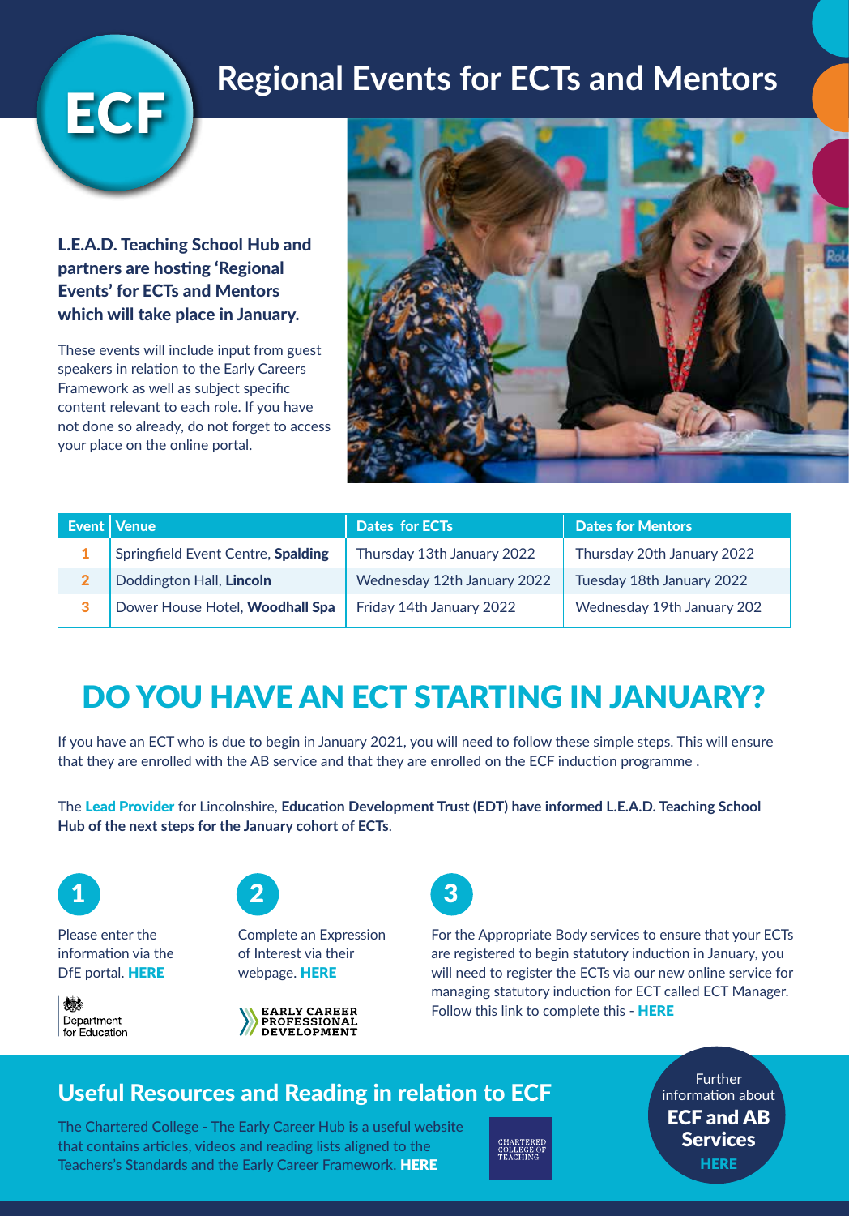# Regional Events for ECTs and Mentors

ECF

**L.E.A.D. Teaching School Hub and partners are hosting 'Regional Events' for ECTs and Mentors which will take place in January.**

These events will include input from guest speakers in relation to the Early Careers Framework as well as subject specific content relevant to each role. If you have not done so already, do not forget to access your place on the online portal.

| Event | Venue | Dates for ECTs | Dates for Mentors |
|---|---|---|---|
| 1 | Springfield Event Centre, **Spalding** | Thursday 13th January 2022 | Thursday 20th January 2022 |
| 2 | Doddington Hall, **Lincoln** | Wednesday 12th January 2022 | Tuesday 18th January 2022 |
| 3 | Dower House Hotel, **Woodhall Spa** | Friday 14th January 2022 | Wednesday 19th January 202 |

## DO YOU HAVE AN ECT STARTING IN JANUARY?

If you have an ECT who is due to begin in January 2021, you will need to follow these simple steps. This will ensure that they are enrolled with the AB service and that they are enrolled on the ECF induction programme .

The **Lead Provider** for Lincolnshire, **Education Development Trust (EDT) have informed L.E.A.D. Teaching School Hub of the next steps for the January cohort of ECTs**.

**1**

Please enter the information via the DfE portal. **HERE**

Department for Education

**2**

Complete an Expression of Interest via their webpage. **HERE**

EARLY CAREER PROFESSIONAL DEVELOPMENT

**3**

For the Appropriate Body services to ensure that your ECTs are registered to begin statutory induction in January, you will need to register the ECTs via our new online service for managing statutory induction for ECT called ECT Manager. Follow this link to complete this - **HERE**

## Useful Resources and Reading in relation to ECF

The Chartered College - The Early Career Hub is a useful website that contains articles, videos and reading lists aligned to the Teachers's Standards and the Early Career Framework. **HERE**

CHARTERED COLLEGE OF TEACHING

Further information about **ECF and AB Services** **HERE**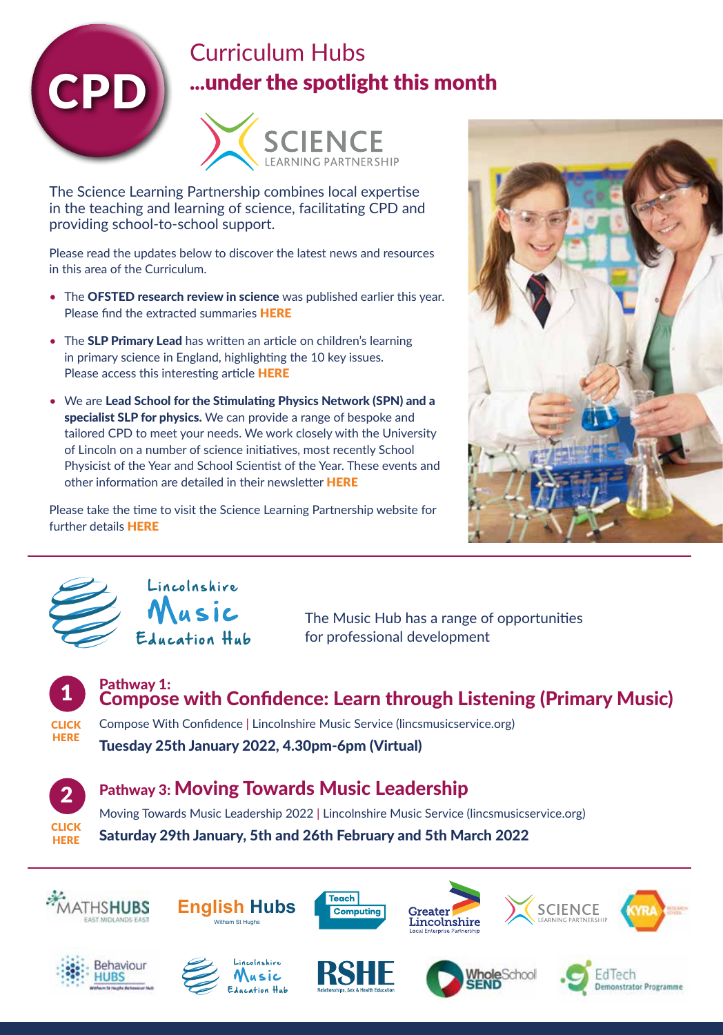CPD

# Curriculum Hubs
## ...under the spotlight this month

SCIENCE LEARNING PARTNERSHIP

The Science Learning Partnership combines local expertise in the teaching and learning of science, facilitating CPD and providing school-to-school support.

Please read the updates below to discover the latest news and resources in this area of the Curriculum.

- The **OFSTED research review in science** was published earlier this year. Please find the extracted summaries **HERE**
- The **SLP Primary Lead** has written an article on children's learning in primary science in England, highlighting the 10 key issues. Please access this interesting article **HERE**
- We are **Lead School for the Stimulating Physics Network (SPN) and a specialist SLP for physics.** We can provide a range of bespoke and tailored CPD to meet your needs. We work closely with the University of Lincoln on a number of science initiatives, most recently School Physicist of the Year and School Scientist of the Year. These events and other information are detailed in their newsletter **HERE**

Please take the time to visit the Science Learning Partnership website for further details **HERE**

---

Lincolnshire Music Education Hub

The Music Hub has a range of opportunities for professional development

### 1 Pathway 1: Compose with Confidence: Learn through Listening (Primary Music)

CLICK HERE

Compose With Confidence | Lincolnshire Music Service (lincsmusicservice.org)

**Tuesday 25th January 2022, 4.30pm-6pm (Virtual)**

### 2 Pathway 3: Moving Towards Music Leadership

CLICK HERE

Moving Towards Music Leadership 2022 | Lincolnshire Music Service (lincsmusicservice.org)

**Saturday 29th January, 5th and 26th February and 5th March 2022**

---

MATHS HUBS East Midlands East | English Hubs Witham St Hughs | Teach Computing | Greater Lincolnshire Local Enterprise Partnership | SCIENCE LEARNING PARTNERSHIP | KYRA Research School | Behaviour HUBS | Lincolnshire Music Education Hub | RSHE Relationships, Sex & Health Education | Whole School SEND | EdTech Demonstrator Programme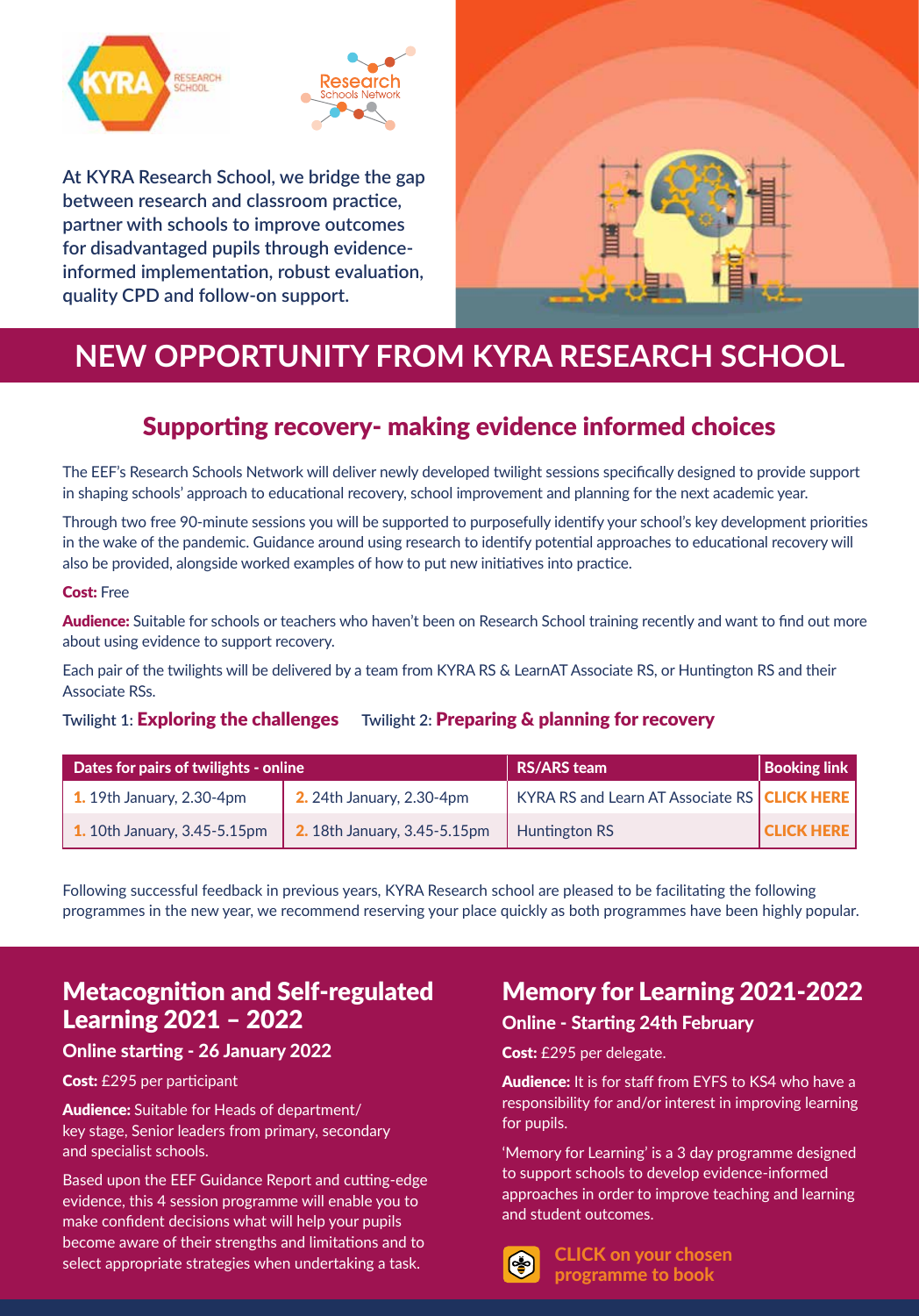At KYRA Research School, we bridge the gap between research and classroom practice, partner with schools to improve outcomes for disadvantaged pupils through evidence-informed implementation, robust evaluation, quality CPD and follow-on support.

# NEW OPPORTUNITY FROM KYRA RESEARCH SCHOOL

## Supporting recovery- making evidence informed choices

The EEF's Research Schools Network will deliver newly developed twilight sessions specifically designed to provide support in shaping schools' approach to educational recovery, school improvement and planning for the next academic year.

Through two free 90-minute sessions you will be supported to purposefully identify your school's key development priorities in the wake of the pandemic. Guidance around using research to identify potential approaches to educational recovery will also be provided, alongside worked examples of how to put new initiatives into practice.

**Cost:** Free

**Audience:** Suitable for schools or teachers who haven't been on Research School training recently and want to find out more about using evidence to support recovery.

Each pair of the twilights will be delivered by a team from KYRA RS & LearnAT Associate RS, or Huntington RS and their Associate RSs.

Twilight 1: **Exploring the challenges** Twilight 2: **Preparing & planning for recovery**

| Dates for pairs of twilights - online | | RS/ARS team | Booking link |
|---|---|---|---|
| 1. 19th January, 2.30-4pm | 2. 24th January, 2.30-4pm | KYRA RS and Learn AT Associate RS | CLICK HERE |
| 1. 10th January, 3.45-5.15pm | 2. 18th January, 3.45-5.15pm | Huntington RS | CLICK HERE |

Following successful feedback in previous years, KYRA Research school are pleased to be facilitating the following programmes in the new year, we recommend reserving your place quickly as both programmes have been highly popular.

## Metacognition and Self-regulated Learning 2021 – 2022

### Online starting - 26 January 2022

**Cost:** £295 per participant

**Audience:** Suitable for Heads of department/ key stage, Senior leaders from primary, secondary and specialist schools.

Based upon the EEF Guidance Report and cutting-edge evidence, this 4 session programme will enable you to make confident decisions what will help your pupils become aware of their strengths and limitations and to select appropriate strategies when undertaking a task.

## Memory for Learning 2021-2022

### Online - Starting 24th February

**Cost:** £295 per delegate.

**Audience:** It is for staff from EYFS to KS4 who have a responsibility for and/or interest in improving learning for pupils.

'Memory for Learning' is a 3 day programme designed to support schools to develop evidence-informed approaches in order to improve teaching and learning and student outcomes.

**CLICK on your chosen programme to book**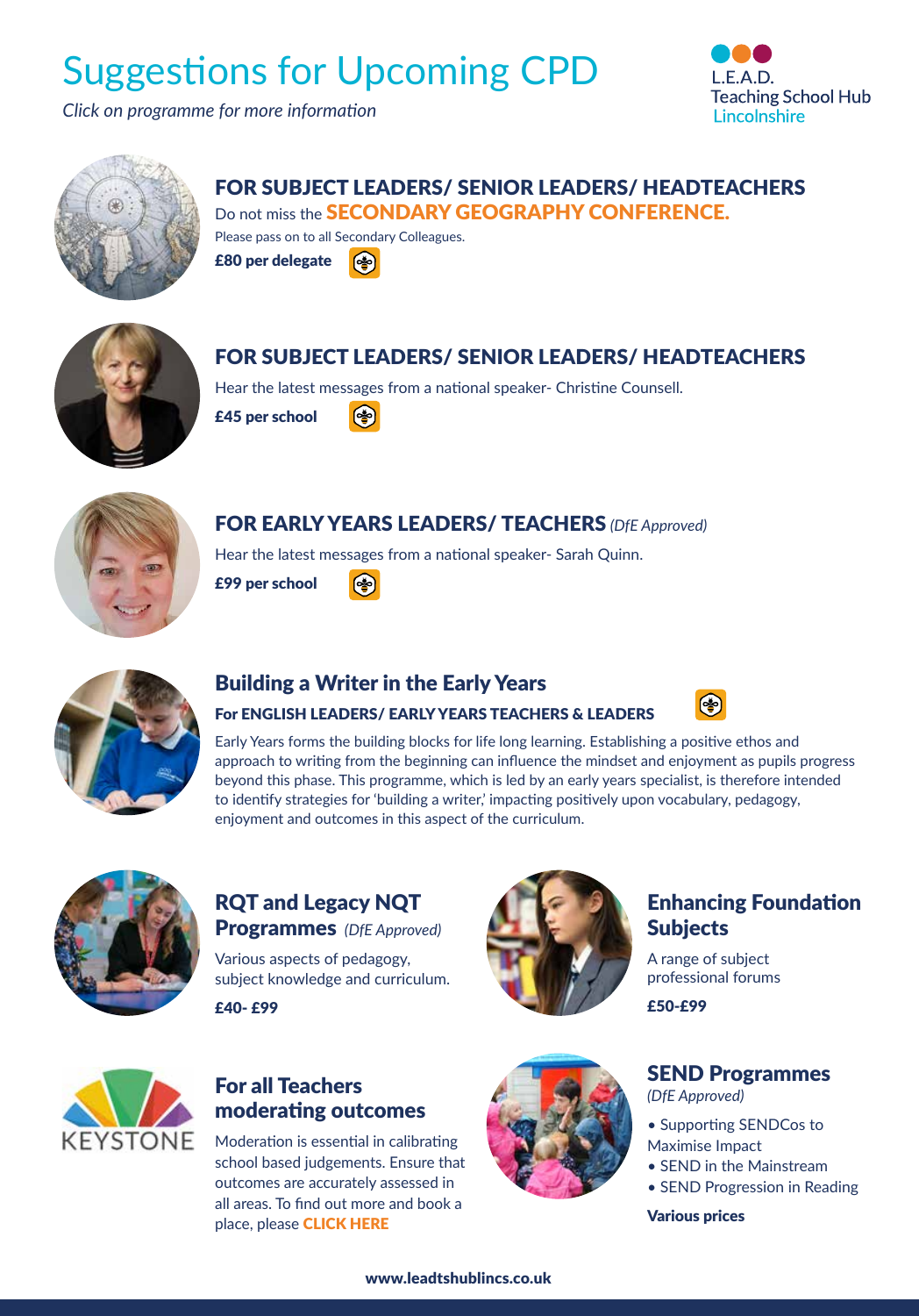# Suggestions for Upcoming CPD

*Click on programme for more information*

L.E.A.D.
Teaching School Hub
Lincolnshire

## FOR SUBJECT LEADERS/ SENIOR LEADERS/ HEADTEACHERS

Do not miss the **SECONDARY GEOGRAPHY CONFERENCE.**

Please pass on to all Secondary Colleagues.

**£80 per delegate**

## FOR SUBJECT LEADERS/ SENIOR LEADERS/ HEADTEACHERS

Hear the latest messages from a national speaker- Christine Counsell.

**£45 per school**

## FOR EARLY YEARS LEADERS/ TEACHERS *(DfE Approved)*

Hear the latest messages from a national speaker- Sarah Quinn.

**£99 per school**

## Building a Writer in the Early Years

**For ENGLISH LEADERS/ EARLY YEARS TEACHERS & LEADERS**

Early Years forms the building blocks for life long learning. Establishing a positive ethos and approach to writing from the beginning can influence the mindset and enjoyment as pupils progress beyond this phase. This programme, which is led by an early years specialist, is therefore intended to identify strategies for 'building a writer,' impacting positively upon vocabulary, pedagogy, enjoyment and outcomes in this aspect of the curriculum.

## RQT and Legacy NQT Programmes *(DfE Approved)*

Various aspects of pedagogy, subject knowledge and curriculum.

**£40- £99**

## Enhancing Foundation Subjects

A range of subject professional forums

**£50-£99**

KEYSTONE

## For all Teachers moderating outcomes

Moderation is essential in calibrating school based judgements. Ensure that outcomes are accurately assessed in all areas. To find out more and book a place, please **CLICK HERE**

## SEND Programmes

*(DfE Approved)*

- Supporting SENDCos to Maximise Impact
- SEND in the Mainstream
- SEND Progression in Reading

**Various prices**

**www.leadtshublincs.co.uk**